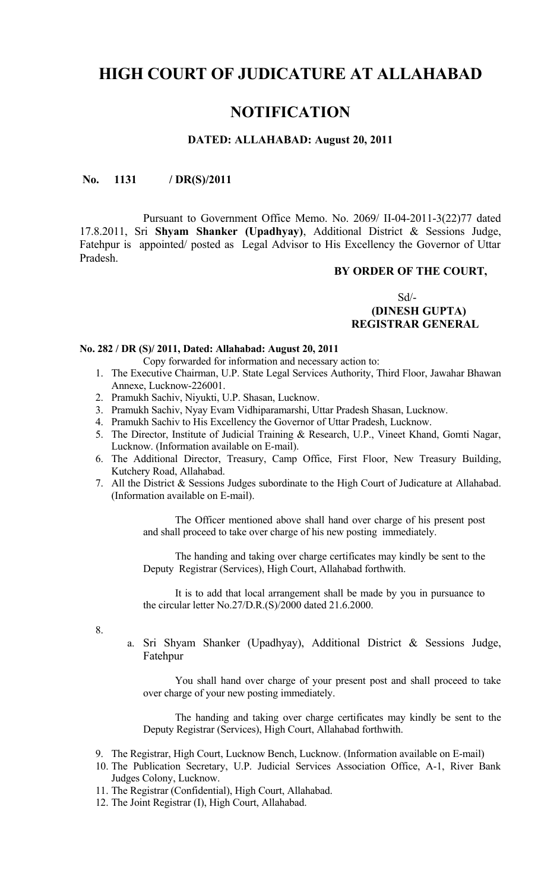# HIGH COURT OF JUDICATURE AT ALLAHABAD

## NOTIFICATION

**DATED: ALLAHABAD: August 20, 2011**

**No. 1131 / DR(S)/2011**

Pursuant to Government Office Memo. No. 2069/ II-04-2011-3(22)77 dated 17.8.2011, Sri **Shyam Shanker (Upadhyay)**, Additional District & Sessions Judge, Fatehpur is appointed/ posted as Legal Advisor to His Excellency the Governor of Uttar Pradesh.

**BY ORDER OF THE COURT,**

Sd/-
**(DINESH GUPTA)**
**REGISTRAR GENERAL**

**No. 282 / DR (S)/ 2011, Dated: Allahabad: August 20, 2011**

Copy forwarded for information and necessary action to:

1. The Executive Chairman, U.P. State Legal Services Authority, Third Floor, Jawahar Bhawan Annexe, Lucknow-226001.
2. Pramukh Sachiv, Niyukti, U.P. Shasan, Lucknow.
3. Pramukh Sachiv, Nyay Evam Vidhiparamarshi, Uttar Pradesh Shasan, Lucknow.
4. Pramukh Sachiv to His Excellency the Governor of Uttar Pradesh, Lucknow.
5. The Director, Institute of Judicial Training & Research, U.P., Vineet Khand, Gomti Nagar, Lucknow. (Information available on E-mail).
6. The Additional Director, Treasury, Camp Office, First Floor, New Treasury Building, Kutchery Road, Allahabad.
7. All the District & Sessions Judges subordinate to the High Court of Judicature at Allahabad. (Information available on E-mail).

   The Officer mentioned above shall hand over charge of his present post and shall proceed to take over charge of his new posting immediately.

   The handing and taking over charge certificates may kindly be sent to the Deputy Registrar (Services), High Court, Allahabad forthwith.

   It is to add that local arrangement shall be made by you in pursuance to the circular letter No.27/D.R.(S)/2000 dated 21.6.2000.

8.
   a. Sri Shyam Shanker (Upadhyay), Additional District & Sessions Judge, Fatehpur

      You shall hand over charge of your present post and shall proceed to take over charge of your new posting immediately.

      The handing and taking over charge certificates may kindly be sent to the Deputy Registrar (Services), High Court, Allahabad forthwith.

9. The Registrar, High Court, Lucknow Bench, Lucknow. (Information available on E-mail)
10. The Publication Secretary, U.P. Judicial Services Association Office, A-1, River Bank Judges Colony, Lucknow.
11. The Registrar (Confidential), High Court, Allahabad.
12. The Joint Registrar (I), High Court, Allahabad.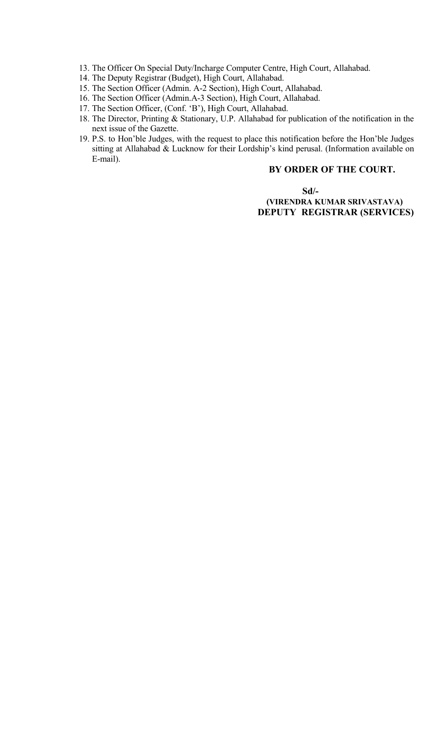13. The Officer On Special Duty/Incharge Computer Centre, High Court, Allahabad.
14. The Deputy Registrar (Budget), High Court, Allahabad.
15. The Section Officer (Admin. A-2 Section), High Court, Allahabad.
16. The Section Officer (Admin.A-3 Section), High Court, Allahabad.
17. The Section Officer, (Conf. 'B'), High Court, Allahabad.
18. The Director, Printing & Stationary, U.P. Allahabad for publication of the notification in the next issue of the Gazette.
19. P.S. to Hon'ble Judges, with the request to place this notification before the Hon'ble Judges sitting at Allahabad & Lucknow for their Lordship's kind perusal. (Information available on E-mail).

**BY ORDER OF THE COURT.**

**Sd/-**

**(VIRENDRA KUMAR SRIVASTAVA)**

**DEPUTY REGISTRAR (SERVICES)**